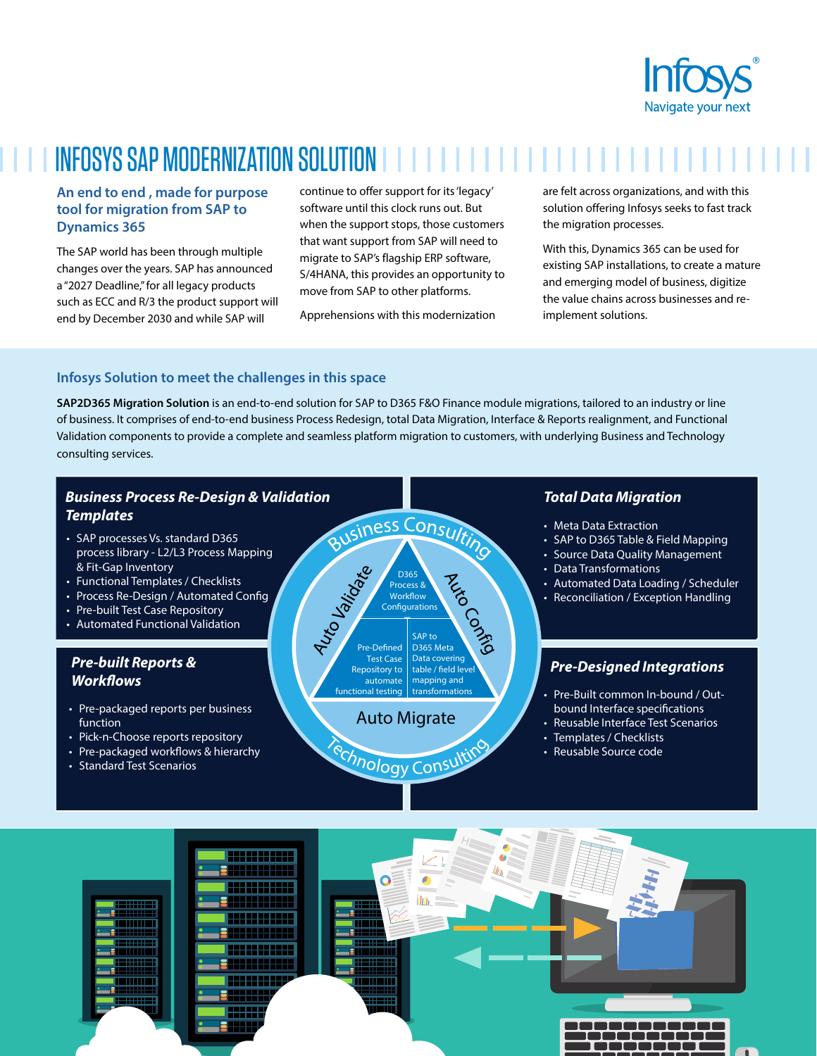# INFOSYS SAP MODERNIZATION SOLUTION

## An end to end , made for purpose tool for migration from SAP to Dynamics 365

The SAP world has been through multiple changes over the years. SAP has announced a "2027 Deadline," for all legacy products such as ECC and R/3 the product support will end by December 2030 and while SAP will continue to offer support for its 'legacy' software until this clock runs out. But when the support stops, those customers that want support from SAP will need to migrate to SAP's flagship ERP software, S/4HANA, this provides an opportunity to move from SAP to other platforms.

Apprehensions with this modernization are felt across organizations, and with this solution offering Infosys seeks to fast track the migration processes.

With this, Dynamics 365 can be used for existing SAP installations, to create a mature and emerging model of business, digitize the value chains across businesses and re-implement solutions.

## Infosys Solution to meet the challenges in this space

**SAP2D365 Migration Solution** is an end-to-end solution for SAP to D365 F&O Finance module migrations, tailored to an industry or line of business. It comprises of end-to-end business Process Redesign, total Data Migration, Interface & Reports realignment, and Functional Validation components to provide a complete and seamless platform migration to customers, with underlying Business and Technology consulting services.

### *Business Process Re-Design & Validation Templates*

- SAP processes Vs. standard D365 process library - L2/L3 Process Mapping & Fit-Gap Inventory
- Functional Templates / Checklists
- Process Re-Design / Automated Config
- Pre-built Test Case Repository
- Automated Functional Validation

### *Total Data Migration*

- Meta Data Extraction
- SAP to D365 Table & Field Mapping
- Source Data Quality Management
- Data Transformations
- Automated Data Loading / Scheduler
- Reconciliation / Exception Handling

### *Pre-built Reports & Workflows*

- Pre-packaged reports per business function
- Pick-n-Choose reports repository
- Pre-packaged workflows & hierarchy
- Standard Test Scenarios

### *Pre-Designed Integrations*

- Pre-Built common In-bound / Out-bound Interface specifications
- Reusable Interface Test Scenarios
- Templates / Checklists
- Reusable Source code

Business Consulting

Auto Validate | D365 Process & Workflow Configurations | Auto Config

Pre-Defined Test Case Repository to automate functional testing | SAP to D365 Meta Data covering table / field level mapping and transformations

Auto Migrate

Technology Consulting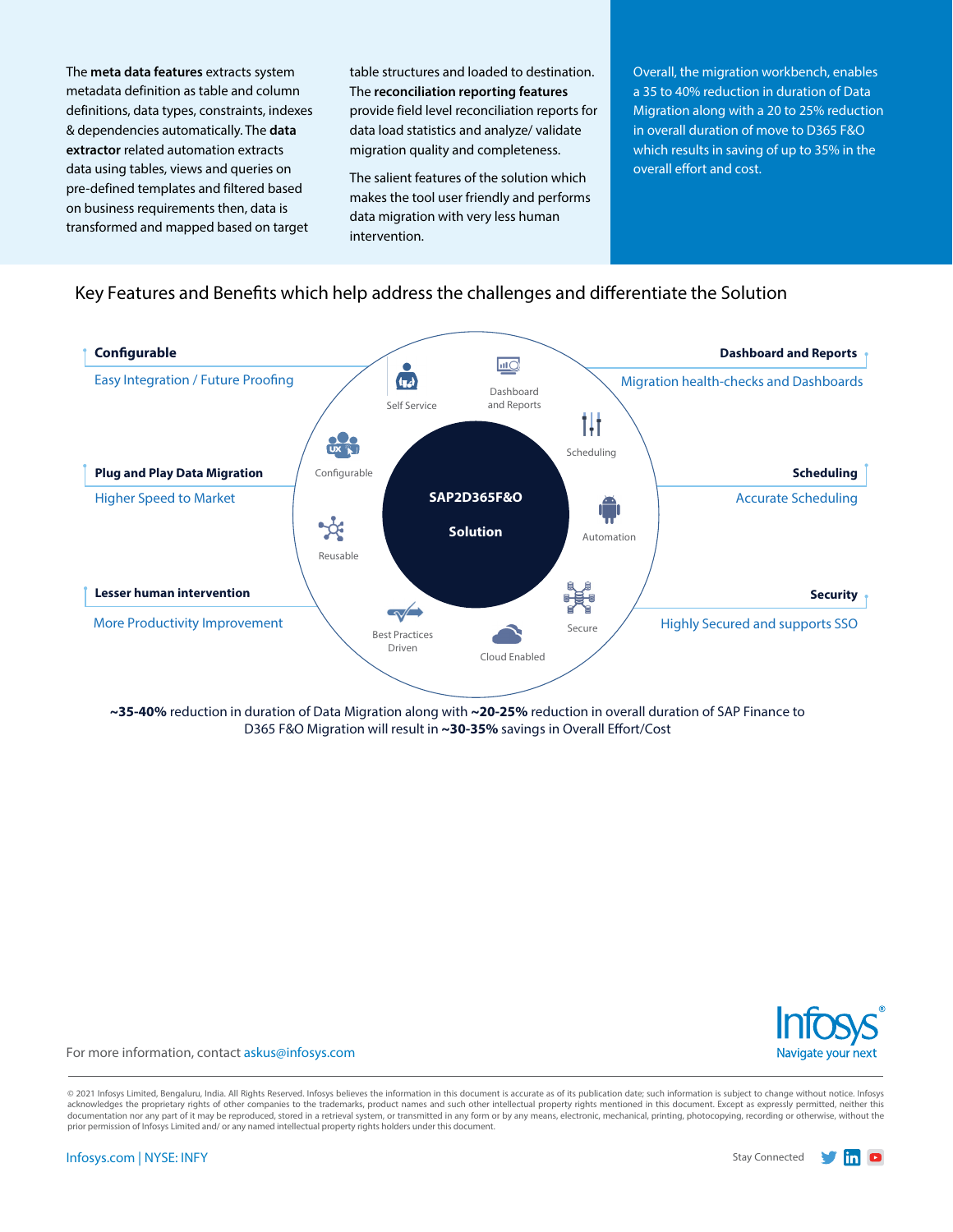The **meta data features** extracts system metadata definition as table and column definitions, data types, constraints, indexes & dependencies automatically. The **data extractor** related automation extracts data using tables, views and queries on pre-defined templates and filtered based on business requirements then, data is transformed and mapped based on target table structures and loaded to destination. The **reconciliation reporting features** provide field level reconciliation reports for data load statistics and analyze/ validate migration quality and completeness.

The salient features of the solution which makes the tool user friendly and performs data migration with very less human intervention.

Overall, the migration workbench, enables a 35 to 40% reduction in duration of Data Migration along with a 20 to 25% reduction in overall duration of move to D365 F&O which results in saving of up to 35% in the overall effort and cost.

## Key Features and Benefits which help address the challenges and differentiate the Solution

**Configurable**
Easy Integration / Future Proofing

**Plug and Play Data Migration**
Higher Speed to Market

**Lesser human intervention**
More Productivity Improvement

**Dashboard and Reports**
Migration health-checks and Dashboards

**Scheduling**
Accurate Scheduling

**Security**
Highly Secured and supports SSO

SAP2D365F&O Solution

Self Service
Dashboard and Reports
Scheduling
Automation
Secure
Cloud Enabled
Best Practices Driven
Reusable
Configurable

**~35-40%** reduction in duration of Data Migration along with **~20-25%** reduction in overall duration of SAP Finance to D365 F&O Migration will result in **~30-35%** savings in Overall Effort/Cost

For more information, contact askus@infosys.com

Infosys®
Navigate your next

© 2021 Infosys Limited, Bengaluru, India. All Rights Reserved. Infosys believes the information in this document is accurate as of its publication date; such information is subject to change without notice. Infosys acknowledges the proprietary rights of other companies to the trademarks, product names and such other intellectual property rights mentioned in this document. Except as expressly permitted, neither this documentation nor any part of it may be reproduced, stored in a retrieval system, or transmitted in any form or by any means, electronic, mechanical, printing, photocopying, recording or otherwise, without the prior permission of Infosys Limited and/ or any named intellectual property rights holders under this document.

Infosys.com | NYSE: INFY

Stay Connected